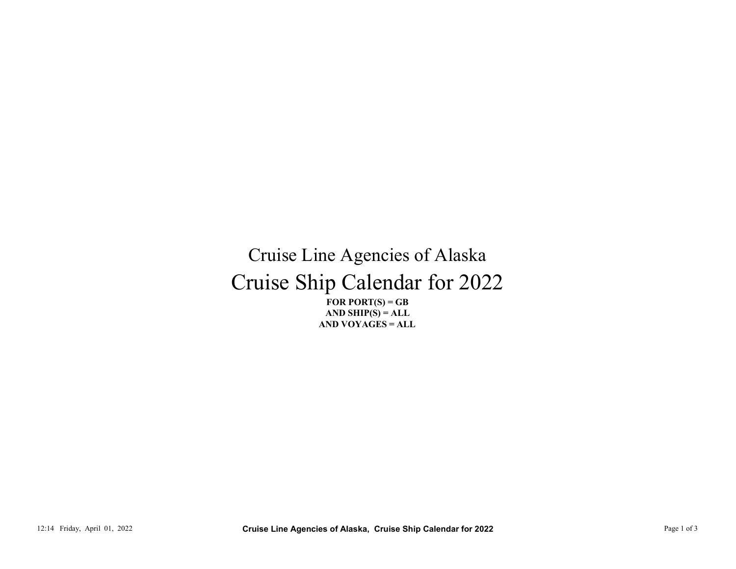# Cruise Line Agencies of Alaska

# Cruise Ship Calendar for 2022

**FOR PORT(S) = GB**
**AND SHIP(S) = ALL**
**AND VOYAGES = ALL**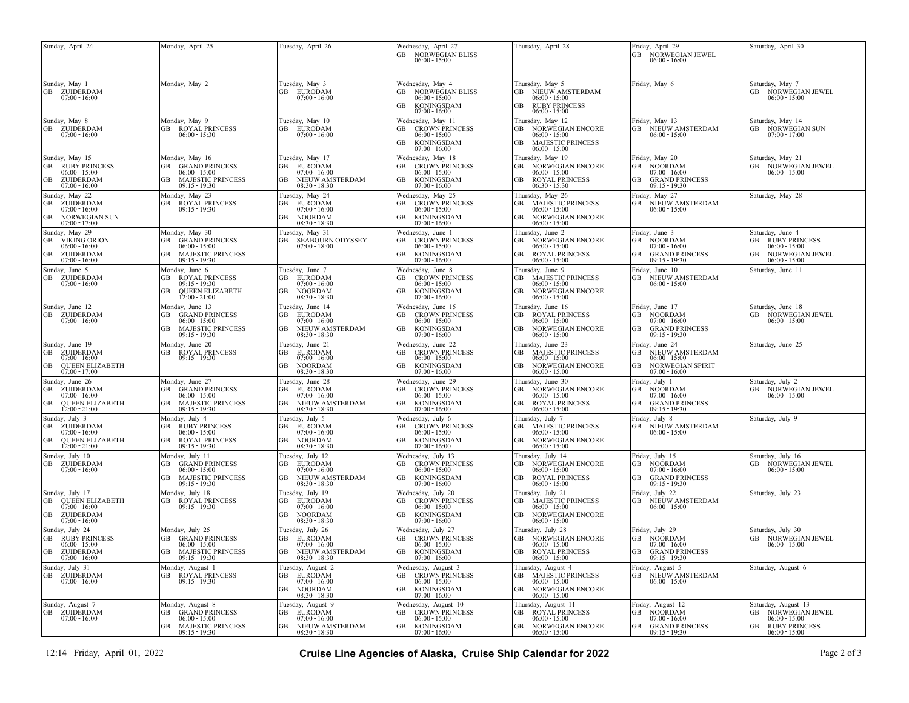| | | | | | | |
|---|---|---|---|---|---|---|
| Sunday, April 24 | Monday, April 25 | Tuesday, April 26 | Wednesday, April 27<br>GB NORWEGIAN BLISS<br>06:00 - 15:00 | Thursday, April 28 | Friday, April 29<br>GB NORWEGIAN JEWEL<br>06:00 - 16:00 | Saturday, April 30 |
| Sunday, May 1<br>GB ZUIDERDAM<br>07:00 - 16:00 | Monday, May 2 | Tuesday, May 3<br>GB EURODAM<br>07:00 - 16:00 | Wednesday, May 4<br>GB NORWEGIAN BLISS<br>06:00 - 15:00<br>GB KONINGSDAM<br>07:00 - 16:00 | Thursday, May 5<br>GB NIEUW AMSTERDAM<br>06:00 - 15:00<br>GB RUBY PRINCESS<br>06:00 - 15:00 | Friday, May 6 | Saturday, May 7<br>GB NORWEGIAN JEWEL<br>06:00 - 15:00 |
| Sunday, May 8<br>GB ZUIDERDAM<br>07:00 - 16:00 | Monday, May 9<br>GB ROYAL PRINCESS<br>06:00 - 15:30 | Tuesday, May 10<br>GB EURODAM<br>07:00 - 16:00 | Wednesday, May 11<br>GB CROWN PRINCESS<br>06:00 - 15:00<br>GB KONINGSDAM<br>07:00 - 16:00 | Thursday, May 12<br>GB NORWEGIAN ENCORE<br>06:00 - 15:00<br>GB MAJESTIC PRINCESS<br>06:00 - 15:00 | Friday, May 13<br>GB NIEUW AMSTERDAM<br>06:00 - 15:00 | Saturday, May 14<br>GB NORWEGIAN SUN<br>07:00 - 17:00 |
| Sunday, May 15<br>GB RUBY PRINCESS<br>06:00 - 15:00<br>GB ZUIDERDAM<br>07:00 - 16:00 | Monday, May 16<br>GB GRAND PRINCESS<br>06:00 - 15:00<br>GB MAJESTIC PRINCESS<br>09:15 - 19:30 | Tuesday, May 17<br>GB EURODAM<br>07:00 - 16:00<br>GB NIEUW AMSTERDAM<br>08:30 - 18:30 | Wednesday, May 18<br>GB CROWN PRINCESS<br>06:00 - 15:00<br>GB KONINGSDAM<br>07:00 - 16:00 | Thursday, May 19<br>GB NORWEGIAN ENCORE<br>06:00 - 15:00<br>GB ROYAL PRINCESS<br>06:30 - 15:30 | Friday, May 20<br>GB NOORDAM<br>07:00 - 16:00<br>GB GRAND PRINCESS<br>09:15 - 19:30 | Saturday, May 21<br>GB NORWEGIAN JEWEL<br>06:00 - 15:00 |
| Sunday, May 22<br>GB ZUIDERDAM<br>07:00 - 16:00<br>GB NORWEGIAN SUN<br>07:00 - 17:00 | Monday, May 23<br>GB ROYAL PRINCESS<br>09:15 - 19:30 | Tuesday, May 24<br>GB EURODAM<br>07:00 - 16:00<br>GB NOORDAM<br>08:30 - 18:30 | Wednesday, May 25<br>GB CROWN PRINCESS<br>06:00 - 15:00<br>GB KONINGSDAM<br>07:00 - 16:00 | Thursday, May 26<br>GB MAJESTIC PRINCESS<br>06:00 - 15:00<br>GB NORWEGIAN ENCORE<br>06:00 - 15:00 | Friday, May 27<br>GB NIEUW AMSTERDAM<br>06:00 - 15:00 | Saturday, May 28 |
| Sunday, May 29<br>GB VIKING ORION<br>06:00 - 16:00<br>GB ZUIDERDAM<br>07:00 - 16:00 | Monday, May 30<br>GB GRAND PRINCESS<br>06:00 - 15:00<br>GB MAJESTIC PRINCESS<br>09:15 - 19:30 | Tuesday, May 31<br>GB SEABOURN ODYSSEY<br>07:00 - 18:00 | Wednesday, June 1<br>GB CROWN PRINCESS<br>06:00 - 15:00<br>GB KONINGSDAM<br>07:00 - 16:00 | Thursday, June 2<br>GB NORWEGIAN ENCORE<br>06:00 - 15:00<br>GB ROYAL PRINCESS<br>06:00 - 15:00 | Friday, June 3<br>GB NOORDAM<br>07:00 - 16:00<br>GB GRAND PRINCESS<br>09:15 - 19:30 | Saturday, June 4<br>GB RUBY PRINCESS<br>06:00 - 15:00<br>GB NORWEGIAN JEWEL<br>06:00 - 15:00 |
| Sunday, June 5<br>GB ZUIDERDAM<br>07:00 - 16:00 | Monday, June 6<br>GB ROYAL PRINCESS<br>09:15 - 19:30<br>GB QUEEN ELIZABETH<br>12:00 - 21:00 | Tuesday, June 7<br>GB EURODAM<br>07:00 - 16:00<br>GB NOORDAM<br>08:30 - 18:30 | Wednesday, June 8<br>GB CROWN PRINCESS<br>06:00 - 15:00<br>GB KONINGSDAM<br>07:00 - 16:00 | Thursday, June 9<br>GB MAJESTIC PRINCESS<br>06:00 - 15:00<br>GB NORWEGIAN ENCORE<br>06:00 - 15:00 | Friday, June 10<br>GB NIEUW AMSTERDAM<br>06:00 - 15:00 | Saturday, June 11 |
| Sunday, June 12<br>GB ZUIDERDAM<br>07:00 - 16:00 | Monday, June 13<br>GB GRAND PRINCESS<br>06:00 - 15:00<br>GB MAJESTIC PRINCESS<br>09:15 - 19:30 | Tuesday, June 14<br>GB EURODAM<br>07:00 - 16:00<br>GB NIEUW AMSTERDAM<br>08:30 - 18:30 | Wednesday, June 15<br>GB CROWN PRINCESS<br>06:00 - 15:00<br>GB KONINGSDAM<br>07:00 - 16:00 | Thursday, June 16<br>GB ROYAL PRINCESS<br>06:00 - 15:00<br>GB NORWEGIAN ENCORE<br>06:00 - 15:00 | Friday, June 17<br>GB NOORDAM<br>07:00 - 16:00<br>GB GRAND PRINCESS<br>09:15 - 19:30 | Saturday, June 18<br>GB NORWEGIAN JEWEL<br>06:00 - 15:00 |
| Sunday, June 19<br>GB ZUIDERDAM<br>07:00 - 16:00<br>GB QUEEN ELIZABETH<br>07:00 - 17:00 | Monday, June 20<br>GB ROYAL PRINCESS<br>09:15 - 19:30 | Tuesday, June 21<br>GB EURODAM<br>07:00 - 16:00<br>GB NOORDAM<br>08:30 - 18:30 | Wednesday, June 22<br>GB CROWN PRINCESS<br>06:00 - 15:00<br>GB KONINGSDAM<br>07:00 - 16:00 | Thursday, June 23<br>GB MAJESTIC PRINCESS<br>06:00 - 15:00<br>GB NORWEGIAN ENCORE<br>06:00 - 15:00 | Friday, June 24<br>GB NIEUW AMSTERDAM<br>06:00 - 15:00<br>GB NORWEGIAN SPIRIT<br>07:00 - 16:00 | Saturday, June 25 |
| Sunday, June 26<br>GB ZUIDERDAM<br>07:00 - 16:00<br>GB QUEEN ELIZABETH<br>12:00 - 21:00 | Monday, June 27<br>GB GRAND PRINCESS<br>06:00 - 15:00<br>GB MAJESTIC PRINCESS<br>09:15 - 19:30 | Tuesday, June 28<br>GB EURODAM<br>07:00 - 16:00<br>GB NIEUW AMSTERDAM<br>08:30 - 18:30 | Wednesday, June 29<br>GB CROWN PRINCESS<br>06:00 - 15:00<br>GB KONINGSDAM<br>07:00 - 16:00 | Thursday, June 30<br>GB NORWEGIAN ENCORE<br>06:00 - 15:00<br>GB ROYAL PRINCESS<br>06:00 - 15:00 | Friday, July 1<br>GB NOORDAM<br>07:00 - 16:00<br>GB GRAND PRINCESS<br>09:15 - 19:30 | Saturday, July 2<br>GB NORWEGIAN JEWEL<br>06:00 - 15:00 |
| Sunday, July 3<br>GB ZUIDERDAM<br>07:00 - 16:00<br>GB QUEEN ELIZABETH<br>12:00 - 21:00 | Monday, July 4<br>GB RUBY PRINCESS<br>06:00 - 15:00<br>GB ROYAL PRINCESS<br>09:15 - 19:30 | Tuesday, July 5<br>GB EURODAM<br>07:00 - 16:00<br>GB NOORDAM<br>08:30 - 18:30 | Wednesday, July 6<br>GB CROWN PRINCESS<br>06:00 - 15:00<br>GB KONINGSDAM<br>07:00 - 16:00 | Thursday, July 7<br>GB MAJESTIC PRINCESS<br>06:00 - 15:00<br>GB NORWEGIAN ENCORE<br>06:00 - 15:00 | Friday, July 8<br>GB NIEUW AMSTERDAM<br>06:00 - 15:00 | Saturday, July 9 |
| Sunday, July 10<br>GB ZUIDERDAM<br>07:00 - 16:00 | Monday, July 11<br>GB GRAND PRINCESS<br>06:00 - 15:00<br>GB MAJESTIC PRINCESS<br>09:15 - 19:30 | Tuesday, July 12<br>GB EURODAM<br>07:00 - 16:00<br>GB NIEUW AMSTERDAM<br>08:30 - 18:30 | Wednesday, July 13<br>GB CROWN PRINCESS<br>06:00 - 15:00<br>GB KONINGSDAM<br>07:00 - 16:00 | Thursday, July 14<br>GB NORWEGIAN ENCORE<br>06:00 - 15:00<br>GB ROYAL PRINCESS<br>06:00 - 15:00 | Friday, July 15<br>GB NOORDAM<br>07:00 - 16:00<br>GB GRAND PRINCESS<br>09:15 - 19:30 | Saturday, July 16<br>GB NORWEGIAN JEWEL<br>06:00 - 15:00 |
| Sunday, July 17<br>GB QUEEN ELIZABETH<br>07:00 - 16:00<br>GB ZUIDERDAM<br>07:00 - 16:00 | Monday, July 18<br>GB ROYAL PRINCESS<br>09:15 - 19:30 | Tuesday, July 19<br>GB EURODAM<br>07:00 - 16:00<br>GB NOORDAM<br>08:30 - 18:30 | Wednesday, July 20<br>GB CROWN PRINCESS<br>06:00 - 15:00<br>GB KONINGSDAM<br>07:00 - 16:00 | Thursday, July 21<br>GB MAJESTIC PRINCESS<br>06:00 - 15:00<br>GB NORWEGIAN ENCORE<br>06:00 - 15:00 | Friday, July 22<br>GB NIEUW AMSTERDAM<br>06:00 - 15:00 | Saturday, July 23 |
| Sunday, July 24<br>GB RUBY PRINCESS<br>06:00 - 15:00<br>GB ZUIDERDAM<br>07:00 - 16:00 | Monday, July 25<br>GB GRAND PRINCESS<br>06:00 - 15:00<br>GB MAJESTIC PRINCESS<br>09:15 - 19:30 | Tuesday, July 26<br>GB EURODAM<br>07:00 - 16:00<br>GB NIEUW AMSTERDAM<br>08:30 - 18:30 | Wednesday, July 27<br>GB CROWN PRINCESS<br>06:00 - 15:00<br>GB KONINGSDAM<br>07:00 - 16:00 | Thursday, July 28<br>GB NORWEGIAN ENCORE<br>06:00 - 15:00<br>GB ROYAL PRINCESS<br>06:00 - 15:00 | Friday, July 29<br>GB NOORDAM<br>07:00 - 16:00<br>GB GRAND PRINCESS<br>09:15 - 19:30 | Saturday, July 30<br>GB NORWEGIAN JEWEL<br>06:00 - 15:00 |
| Sunday, July 31<br>GB ZUIDERDAM<br>07:00 - 16:00 | Monday, August 1<br>GB ROYAL PRINCESS<br>09:15 - 19:30 | Tuesday, August 2<br>GB EURODAM<br>07:00 - 16:00<br>GB NOORDAM<br>08:30 - 18:30 | Wednesday, August 3<br>GB CROWN PRINCESS<br>06:00 - 15:00<br>GB KONINGSDAM<br>07:00 - 16:00 | Thursday, August 4<br>GB MAJESTIC PRINCESS<br>06:00 - 15:00<br>GB NORWEGIAN ENCORE<br>06:00 - 15:00 | Friday, August 5<br>GB NIEUW AMSTERDAM<br>06:00 - 15:00 | Saturday, August 6 |
| Sunday, August 7<br>GB ZUIDERDAM<br>07:00 - 16:00 | Monday, August 8<br>GB GRAND PRINCESS<br>06:00 - 15:00<br>GB MAJESTIC PRINCESS<br>09:15 - 19:30 | Tuesday, August 9<br>GB EURODAM<br>07:00 - 16:00<br>GB NIEUW AMSTERDAM<br>08:30 - 18:30 | Wednesday, August 10<br>GB CROWN PRINCESS<br>06:00 - 15:00<br>GB KONINGSDAM<br>07:00 - 16:00 | Thursday, August 11<br>GB ROYAL PRINCESS<br>06:00 - 15:00<br>GB NORWEGIAN ENCORE<br>06:00 - 15:00 | Friday, August 12<br>GB NOORDAM<br>07:00 - 16:00<br>GB GRAND PRINCESS<br>09:15 - 19:30 | Saturday, August 13<br>GB NORWEGIAN JEWEL<br>06:00 - 15:00<br>GB RUBY PRINCESS<br>06:00 - 15:00 |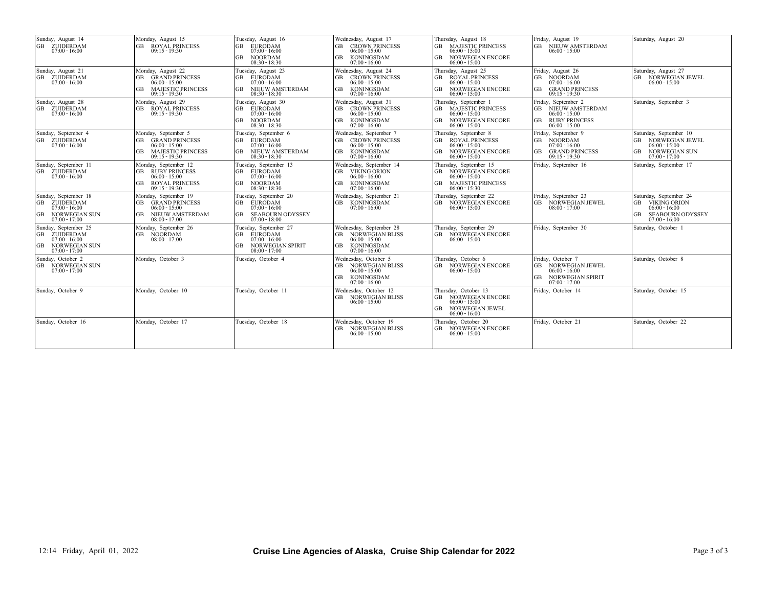| | | | | | | |
|---|---|---|---|---|---|---|
| Sunday, August 14<br>GB ZUIDERDAM<br>07:00 - 16:00 | Monday, August 15<br>GB ROYAL PRINCESS<br>09:15 - 19:30 | Tuesday, August 16<br>GB EURODAM<br>07:00 - 16:00<br>GB NOORDAM<br>08:30 - 18:30 | Wednesday, August 17<br>GB CROWN PRINCESS<br>06:00 - 15:00<br>GB KONINGSDAM<br>07:00 - 16:00 | Thursday, August 18<br>GB MAJESTIC PRINCESS<br>06:00 - 15:00<br>GB NORWEGIAN ENCORE<br>06:00 - 15:00 | Friday, August 19<br>GB NIEUW AMSTERDAM<br>06:00 - 15:00 | Saturday, August 20 |
| Sunday, August 21<br>GB ZUIDERDAM<br>07:00 - 16:00 | Monday, August 22<br>GB GRAND PRINCESS<br>06:00 - 15:00<br>GB MAJESTIC PRINCESS<br>09:15 - 19:30 | Tuesday, August 23<br>GB EURODAM<br>07:00 - 16:00<br>GB NIEUW AMSTERDAM<br>08:30 - 18:30 | Wednesday, August 24<br>GB CROWN PRINCESS<br>06:00 - 15:00<br>GB KONINGSDAM<br>07:00 - 16:00 | Thursday, August 25<br>GB ROYAL PRINCESS<br>06:00 - 15:00<br>GB NORWEGIAN ENCORE<br>06:00 - 15:00 | Friday, August 26<br>GB NOORDAM<br>07:00 - 16:00<br>GB GRAND PRINCESS<br>09:15 - 19:30 | Saturday, August 27<br>GB NORWEGIAN JEWEL<br>06:00 - 15:00 |
| Sunday, August 28<br>GB ZUIDERDAM<br>07:00 - 16:00 | Monday, August 29<br>GB ROYAL PRINCESS<br>09:15 - 19:30 | Tuesday, August 30<br>GB EURODAM<br>07:00 - 16:00<br>GB NOORDAM<br>08:30 - 18:30 | Wednesday, August 31<br>GB CROWN PRINCESS<br>06:00 - 15:00<br>GB KONINGSDAM<br>07:00 - 16:00 | Thursday, September 1<br>GB MAJESTIC PRINCESS<br>06:00 - 15:00<br>GB NORWEGIAN ENCORE<br>06:00 - 15:00 | Friday, September 2<br>GB NIEUW AMSTERDAM<br>06:00 - 15:00<br>GB RUBY PRINCESS<br>06:00 - 15:00 | Saturday, September 3 |
| Sunday, September 4<br>GB ZUIDERDAM<br>07:00 - 16:00 | Monday, September 5<br>GB GRAND PRINCESS<br>06:00 - 15:00<br>GB MAJESTIC PRINCESS<br>09:15 - 19:30 | Tuesday, September 6<br>GB EURODAM<br>07:00 - 16:00<br>GB NIEUW AMSTERDAM<br>08:30 - 18:30 | Wednesday, September 7<br>GB CROWN PRINCESS<br>06:00 - 15:00<br>GB KONINGSDAM<br>07:00 - 16:00 | Thursday, September 8<br>GB ROYAL PRINCESS<br>06:00 - 15:00<br>GB NORWEGIAN ENCORE<br>06:00 - 15:00 | Friday, September 9<br>GB NOORDAM<br>07:00 - 16:00<br>GB GRAND PRINCESS<br>09:15 - 19:30 | Saturday, September 10<br>GB NORWEGIAN JEWEL<br>06:00 - 15:00<br>GB NORWEGIAN SUN<br>07:00 - 17:00 |
| Sunday, September 11<br>GB ZUIDERDAM<br>07:00 - 16:00 | Monday, September 12<br>GB RUBY PRINCESS<br>06:00 - 15:00<br>GB ROYAL PRINCESS<br>09:15 - 19:30 | Tuesday, September 13<br>GB EURODAM<br>07:00 - 16:00<br>GB NOORDAM<br>08:30 - 18:30 | Wednesday, September 14<br>GB VIKING ORION<br>06:00 - 16:00<br>GB KONINGSDAM<br>07:00 - 16:00 | Thursday, September 15<br>GB NORWEGIAN ENCORE<br>06:00 - 15:00<br>GB MAJESTIC PRINCESS<br>06:00 - 15:30 | Friday, September 16 | Saturday, September 17 |
| Sunday, September 18<br>GB ZUIDERDAM<br>07:00 - 16:00<br>GB NORWEGIAN SUN<br>07:00 - 17:00 | Monday, September 19<br>GB GRAND PRINCESS<br>06:00 - 15:00<br>GB NIEUW AMSTERDAM<br>08:00 - 17:00 | Tuesday, September 20<br>GB EURODAM<br>07:00 - 16:00<br>GB SEABOURN ODYSSEY<br>07:00 - 18:00 | Wednesday, September 21<br>GB KONINGSDAM<br>07:00 - 16:00 | Thursday, September 22<br>GB NORWEGIAN ENCORE<br>06:00 - 15:00 | Friday, September 23<br>GB NORWEGIAN JEWEL<br>08:00 - 17:00 | Saturday, September 24<br>GB VIKING ORION<br>06:00 - 16:00<br>GB SEABOURN ODYSSEY<br>07:00 - 16:00 |
| Sunday, September 25<br>GB ZUIDERDAM<br>07:00 - 16:00<br>GB NORWEGIAN SUN<br>07:00 - 17:00 | Monday, September 26<br>GB NOORDAM<br>08:00 - 17:00 | Tuesday, September 27<br>GB EURODAM<br>07:00 - 16:00<br>GB NORWEGIAN SPIRIT<br>08:00 - 17:00 | Wednesday, September 28<br>GB NORWEGIAN BLISS<br>06:00 - 15:00<br>GB KONINGSDAM<br>07:00 - 16:00 | Thursday, September 29<br>GB NORWEGIAN ENCORE<br>06:00 - 15:00 | Friday, September 30 | Saturday, October 1 |
| Sunday, October 2<br>GB NORWEGIAN SUN<br>07:00 - 17:00 | Monday, October 3 | Tuesday, October 4 | Wednesday, October 5<br>GB NORWEGIAN BLISS<br>06:00 - 15:00<br>GB KONINGSDAM<br>07:00 - 16:00 | Thursday, October 6<br>GB NORWEGIAN ENCORE<br>06:00 - 15:00 | Friday, October 7<br>GB NORWEGIAN JEWEL<br>06:00 - 16:00<br>GB NORWEGIAN SPIRIT<br>07:00 - 17:00 | Saturday, October 8 |
| Sunday, October 9 | Monday, October 10 | Tuesday, October 11 | Wednesday, October 12<br>GB NORWEGIAN BLISS<br>06:00 - 15:00 | Thursday, October 13<br>GB NORWEGIAN ENCORE<br>06:00 - 15:00<br>GB NORWEGIAN JEWEL<br>06:00 - 16:00 | Friday, October 14 | Saturday, October 15 |
| Sunday, October 16 | Monday, October 17 | Tuesday, October 18 | Wednesday, October 19<br>GB NORWEGIAN BLISS<br>06:00 - 15:00 | Thursday, October 20<br>GB NORWEGIAN ENCORE<br>06:00 - 15:00 | Friday, October 21 | Saturday, October 22 |

12:14 Friday, April 01, 2022

**Cruise Line Agencies of Alaska, Cruise Ship Calendar for 2022**